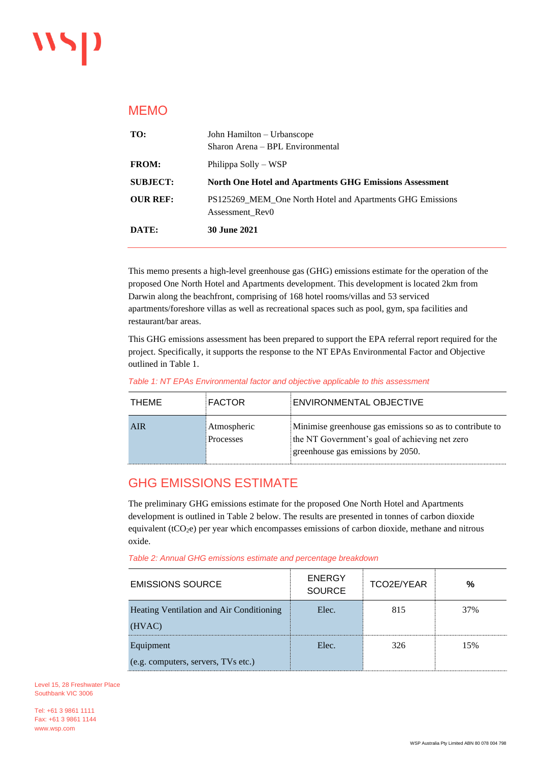# MEMO

| | |
|---|---|
| **TO:** | John Hamilton – Urbanscope<br>Sharon Arena – BPL Environmental |
| **FROM:** | Philippa Solly – WSP |
| **SUBJECT:** | **North One Hotel and Apartments GHG Emissions Assessment** |
| **OUR REF:** | PS125269_MEM_One North Hotel and Apartments GHG Emissions Assessment_Rev0 |
| **DATE:** | **30 June 2021** |

This memo presents a high-level greenhouse gas (GHG) emissions estimate for the operation of the proposed One North Hotel and Apartments development. This development is located 2km from Darwin along the beachfront, comprising of 168 hotel rooms/villas and 53 serviced apartments/foreshore villas as well as recreational spaces such as pool, gym, spa facilities and restaurant/bar areas.

This GHG emissions assessment has been prepared to support the EPA referral report required for the project. Specifically, it supports the response to the NT EPAs Environmental Factor and Objective outlined in Table 1.

*Table 1: NT EPAs Environmental factor and objective applicable to this assessment*

| THEME | FACTOR | ENVIRONMENTAL OBJECTIVE |
|---|---|---|
| AIR | Atmospheric Processes | Minimise greenhouse gas emissions so as to contribute to the NT Government's goal of achieving net zero greenhouse gas emissions by 2050. |

## GHG EMISSIONS ESTIMATE

The preliminary GHG emissions estimate for the proposed One North Hotel and Apartments development is outlined in Table 2 below. The results are presented in tonnes of carbon dioxide equivalent ($tCO_2e$) per year which encompasses emissions of carbon dioxide, methane and nitrous oxide.

*Table 2: Annual GHG emissions estimate and percentage breakdown*

| EMISSIONS SOURCE | ENERGY SOURCE | TCO2E/YEAR | % |
|---|---|---|---|
| Heating Ventilation and Air Conditioning (HVAC) | Elec. | 815 | 37% |
| Equipment<br>(e.g. computers, servers, TVs etc.) | Elec. | 326 | 15% |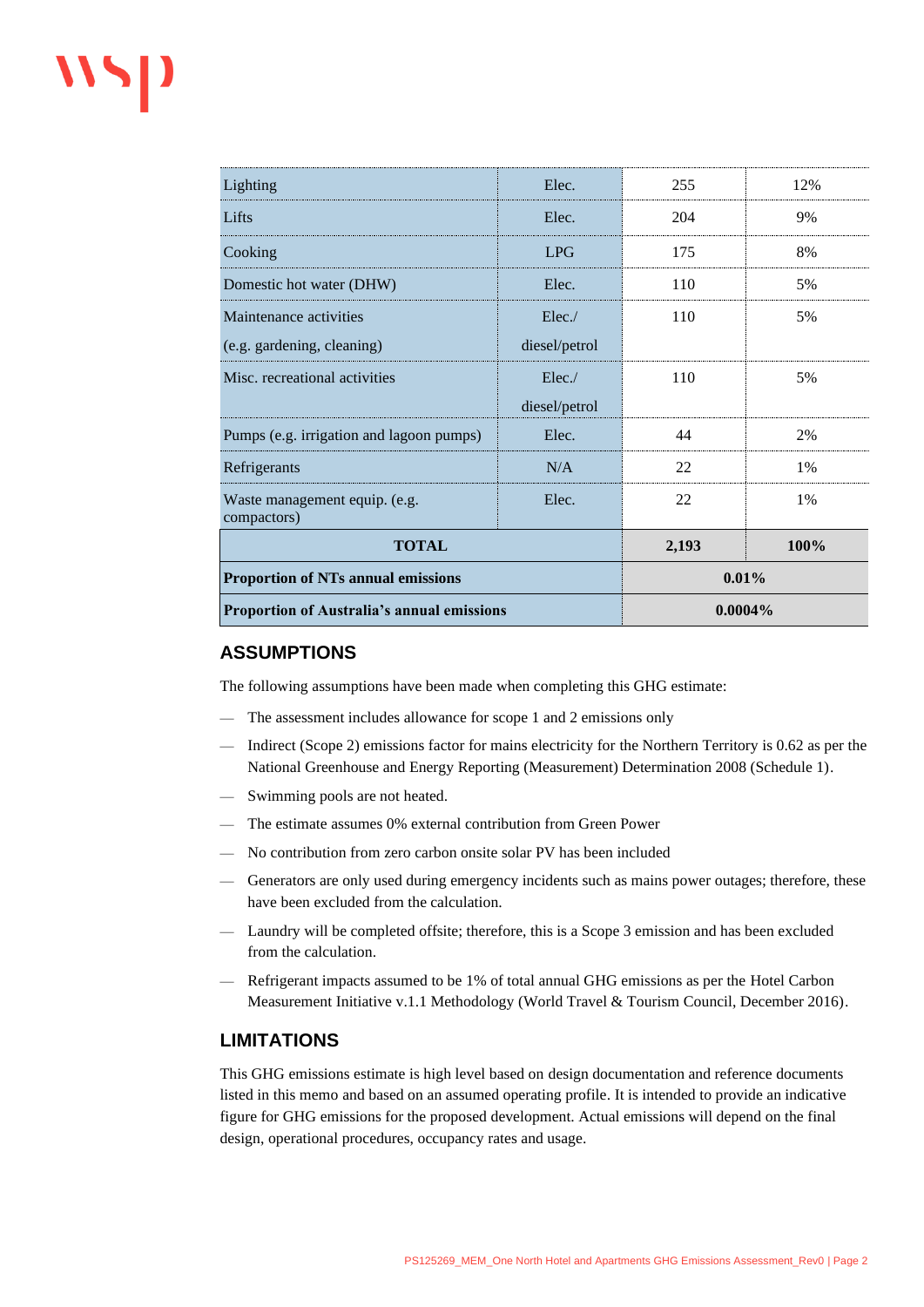| | | | |
|---|---|---|---|
| Lighting | Elec. | 255 | 12% |
| Lifts | Elec. | 204 | 9% |
| Cooking | LPG | 175 | 8% |
| Domestic hot water (DHW) | Elec. | 110 | 5% |
| Maintenance activities (e.g. gardening, cleaning) | Elec./ diesel/petrol | 110 | 5% |
| Misc. recreational activities | Elec./ diesel/petrol | 110 | 5% |
| Pumps (e.g. irrigation and lagoon pumps) | Elec. | 44 | 2% |
| Refrigerants | N/A | 22 | 1% |
| Waste management equip. (e.g. compactors) | Elec. | 22 | 1% |
| **TOTAL** | | **2,193** | **100%** |
| **Proportion of NTs annual emissions** | | **0.01%** | |
| **Proportion of Australia's annual emissions** | | **0.0004%** | |

## ASSUMPTIONS

The following assumptions have been made when completing this GHG estimate:

- The assessment includes allowance for scope 1 and 2 emissions only
- Indirect (Scope 2) emissions factor for mains electricity for the Northern Territory is 0.62 as per the National Greenhouse and Energy Reporting (Measurement) Determination 2008 (Schedule 1).
- Swimming pools are not heated.
- The estimate assumes 0% external contribution from Green Power
- No contribution from zero carbon onsite solar PV has been included
- Generators are only used during emergency incidents such as mains power outages; therefore, these have been excluded from the calculation.
- Laundry will be completed offsite; therefore, this is a Scope 3 emission and has been excluded from the calculation.
- Refrigerant impacts assumed to be 1% of total annual GHG emissions as per the Hotel Carbon Measurement Initiative v.1.1 Methodology (World Travel & Tourism Council, December 2016).

## LIMITATIONS

This GHG emissions estimate is high level based on design documentation and reference documents listed in this memo and based on an assumed operating profile. It is intended to provide an indicative figure for GHG emissions for the proposed development. Actual emissions will depend on the final design, operational procedures, occupancy rates and usage.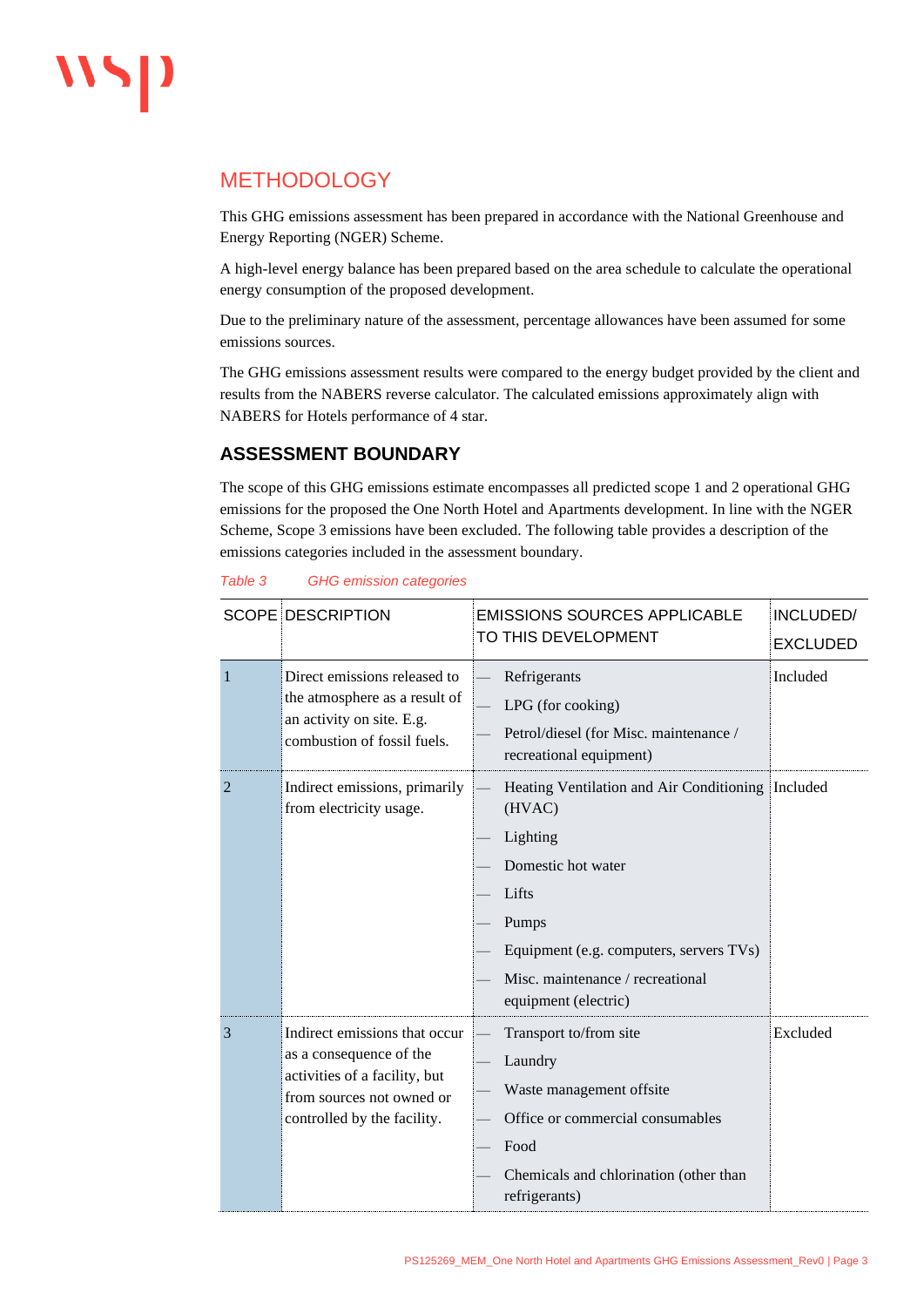# METHODOLOGY

This GHG emissions assessment has been prepared in accordance with the National Greenhouse and Energy Reporting (NGER) Scheme.

A high-level energy balance has been prepared based on the area schedule to calculate the operational energy consumption of the proposed development.

Due to the preliminary nature of the assessment, percentage allowances have been assumed for some emissions sources.

The GHG emissions assessment results were compared to the energy budget provided by the client and results from the NABERS reverse calculator. The calculated emissions approximately align with NABERS for Hotels performance of 4 star.

## ASSESSMENT BOUNDARY

The scope of this GHG emissions estimate encompasses all predicted scope 1 and 2 operational GHG emissions for the proposed the One North Hotel and Apartments development. In line with the NGER Scheme, Scope 3 emissions have been excluded. The following table provides a description of the emissions categories included in the assessment boundary.

*Table 3 GHG emission categories*

| SCOPE | DESCRIPTION | EMISSIONS SOURCES APPLICABLE TO THIS DEVELOPMENT | INCLUDED/ EXCLUDED |
|---|---|---|---|
| 1 | Direct emissions released to the atmosphere as a result of an activity on site. E.g. combustion of fossil fuels. | — Refrigerants<br>— LPG (for cooking)<br>— Petrol/diesel (for Misc. maintenance / recreational equipment) | Included |
| 2 | Indirect emissions, primarily from electricity usage. | — Heating Ventilation and Air Conditioning (HVAC)<br>— Lighting<br>— Domestic hot water<br>— Lifts<br>— Pumps<br>— Equipment (e.g. computers, servers TVs)<br>— Misc. maintenance / recreational equipment (electric) | Included |
| 3 | Indirect emissions that occur as a consequence of the activities of a facility, but from sources not owned or controlled by the facility. | — Transport to/from site<br>— Laundry<br>— Waste management offsite<br>— Office or commercial consumables<br>— Food<br>— Chemicals and chlorination (other than refrigerants) | Excluded |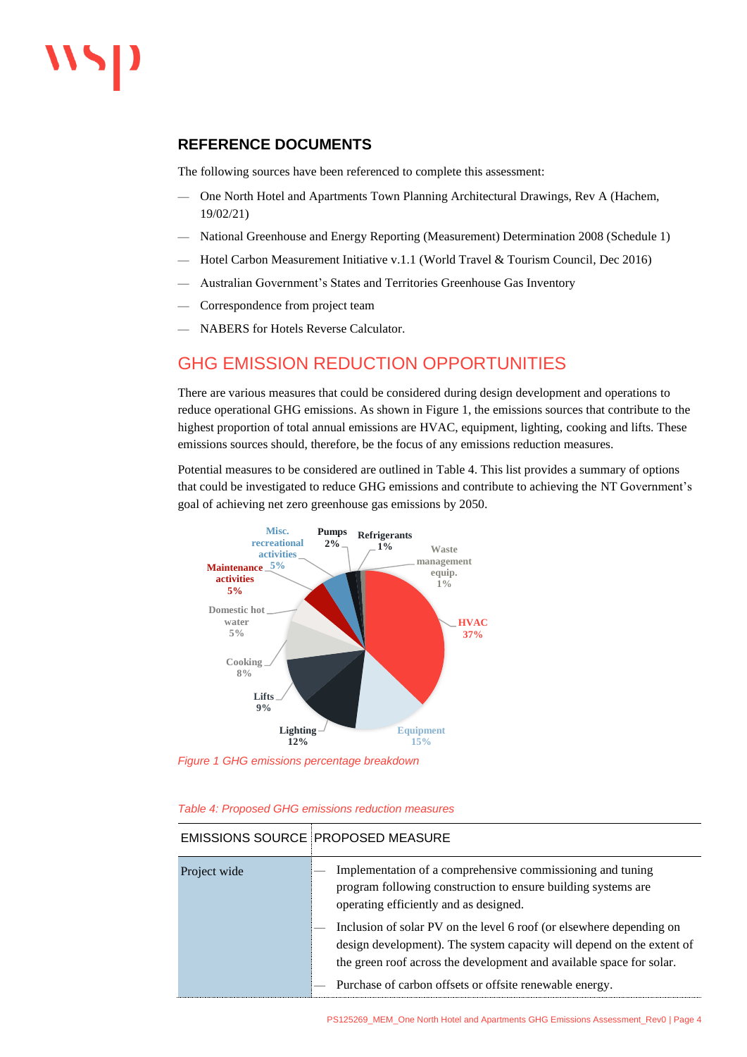## REFERENCE DOCUMENTS

The following sources have been referenced to complete this assessment:

- One North Hotel and Apartments Town Planning Architectural Drawings, Rev A (Hachem, 19/02/21)
- National Greenhouse and Energy Reporting (Measurement) Determination 2008 (Schedule 1)
- Hotel Carbon Measurement Initiative v.1.1 (World Travel & Tourism Council, Dec 2016)
- Australian Government's States and Territories Greenhouse Gas Inventory
- Correspondence from project team
- NABERS for Hotels Reverse Calculator.

## GHG EMISSION REDUCTION OPPORTUNITIES

There are various measures that could be considered during design development and operations to reduce operational GHG emissions. As shown in Figure 1, the emissions sources that contribute to the highest proportion of total annual emissions are HVAC, equipment, lighting, cooking and lifts. These emissions sources should, therefore, be the focus of any emissions reduction measures.

Potential measures to be considered are outlined in Table 4. This list provides a summary of options that could be investigated to reduce GHG emissions and contribute to achieving the NT Government's goal of achieving net zero greenhouse gas emissions by 2050.

| Emissions source | Share |
|---|---|
| HVAC | 37% |
| Equipment | 15% |
| Lighting | 12% |
| Lifts | 9% |
| Cooking | 8% |
| Domestic hot water | 5% |
| Maintenance activities | 5% |
| Misc. recreational activities | 5% |
| Pumps | 2% |
| Refrigerants | 1% |
| Waste management equip. | 1% |

*Figure 1 GHG emissions percentage breakdown*

*Table 4: Proposed GHG emissions reduction measures*

| EMISSIONS SOURCE | PROPOSED MEASURE |
|---|---|
| Project wide | — Implementation of a comprehensive commissioning and tuning program following construction to ensure building systems are operating efficiently and as designed.<br>— Inclusion of solar PV on the level 6 roof (or elsewhere depending on design development). The system capacity will depend on the extent of the green roof across the development and available space for solar.<br>— Purchase of carbon offsets or offsite renewable energy. |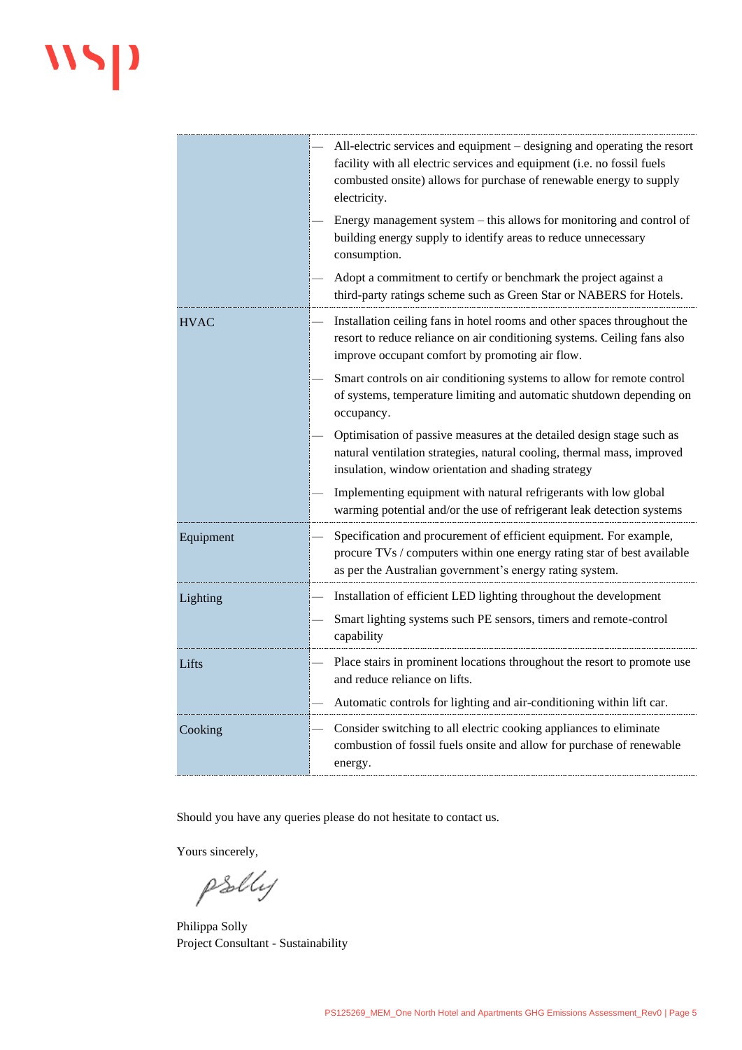| | |
|---|---|
| | — All-electric services and equipment – designing and operating the resort facility with all electric services and equipment (i.e. no fossil fuels combusted onsite) allows for purchase of renewable energy to supply electricity.<br>— Energy management system – this allows for monitoring and control of building energy supply to identify areas to reduce unnecessary consumption.<br>— Adopt a commitment to certify or benchmark the project against a third-party ratings scheme such as Green Star or NABERS for Hotels. |
| HVAC | — Installation ceiling fans in hotel rooms and other spaces throughout the resort to reduce reliance on air conditioning systems. Ceiling fans also improve occupant comfort by promoting air flow.<br>— Smart controls on air conditioning systems to allow for remote control of systems, temperature limiting and automatic shutdown depending on occupancy.<br>— Optimisation of passive measures at the detailed design stage such as natural ventilation strategies, natural cooling, thermal mass, improved insulation, window orientation and shading strategy<br>— Implementing equipment with natural refrigerants with low global warming potential and/or the use of refrigerant leak detection systems |
| Equipment | — Specification and procurement of efficient equipment. For example, procure TVs / computers within one energy rating star of best available as per the Australian government's energy rating system. |
| Lighting | — Installation of efficient LED lighting throughout the development<br>— Smart lighting systems such PE sensors, timers and remote-control capability |
| Lifts | — Place stairs in prominent locations throughout the resort to promote use and reduce reliance on lifts.<br>— Automatic controls for lighting and air-conditioning within lift car. |
| Cooking | — Consider switching to all electric cooking appliances to eliminate combustion of fossil fuels onsite and allow for purchase of renewable energy. |

Should you have any queries please do not hesitate to contact us.

Yours sincerely,

Philippa Solly
Project Consultant - Sustainability